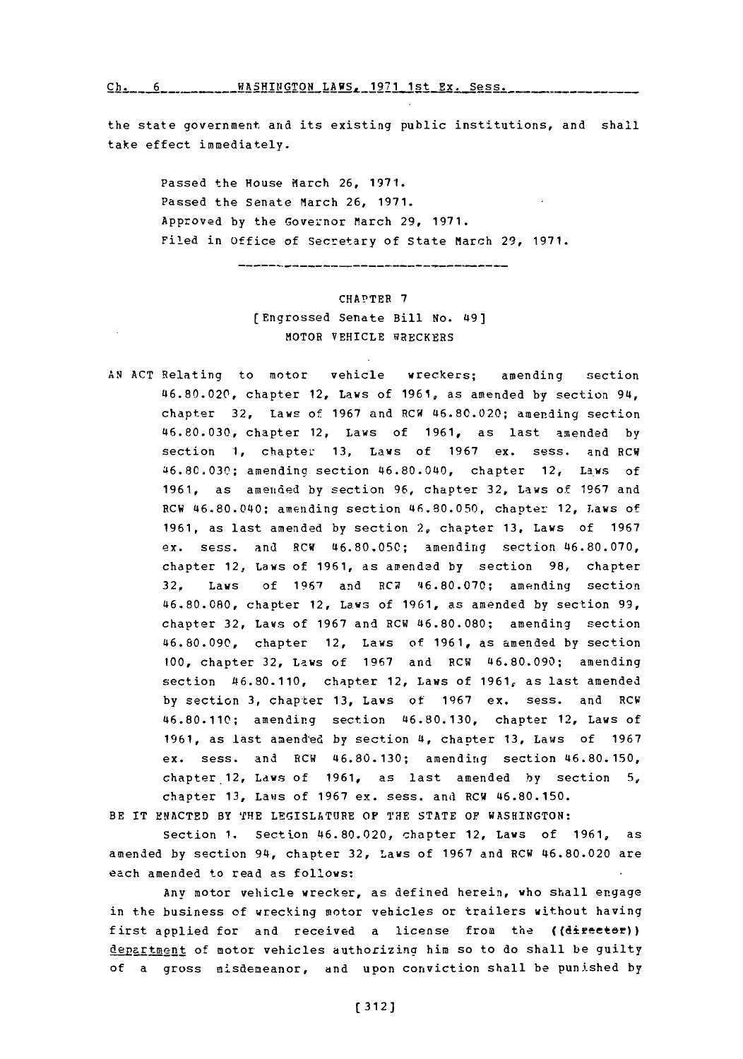the state government and its existing public institutions, and shall take effect immediately.

Passed the House March 26, 1971.
Passed the Senate March 26, 1971.
Approved by the Governor March 29, 1971.
Filed in Office of Secretary of State March 29, 1971.

---

CHAPTER 7
[Engrossed Senate Bill No. 49]
MOTOR VEHICLE WRECKERS

AN ACT Relating to motor vehicle wreckers; amending section 46.80.020, chapter 12, Laws of 1961, as amended by section 94, chapter 32, Laws of 1967 and RCW 46.80.020; amending section 46.80.030, chapter 12, Laws of 1961, as last amended by section 1, chapter 13, Laws of 1967 ex. sess. and RCW 46.80.030; amending section 46.80.040, chapter 12, Laws of 1961, as amended by section 96, chapter 32, Laws of 1967 and RCW 46.80.040; amending section 46.80.050, chapter 12, Laws of 1961, as last amended by section 2, chapter 13, Laws of 1967 ex. sess. and RCW 46.80.050; amending section 46.80.070, chapter 12, Laws of 1961, as amended by section 98, chapter 32, Laws of 1967 and RCW 46.80.070; amending section 46.80.080, chapter 12, Laws of 1961, as amended by section 99, chapter 32, Laws of 1967 and RCW 46.80.080; amending section 46.80.090, chapter 12, Laws of 1961, as amended by section 100, chapter 32, Laws of 1967 and RCW 46.80.090; amending section 46.80.110, chapter 12, Laws of 1961, as last amended by section 3, chapter 13, Laws of 1967 ex. sess. and RCW 46.80.110; amending section 46.80.130, chapter 12, Laws of 1961, as last amended by section 4, chapter 13, Laws of 1967 ex. sess. and RCW 46.80.130; amending section 46.80.150, chapter 12, Laws of 1961, as last amended by section 5, chapter 13, Laws of 1967 ex. sess. and RCW 46.80.150.

BE IT ENACTED BY THE LEGISLATURE OF THE STATE OF WASHINGTON:

Section 1. Section 46.80.020, chapter 12, Laws of 1961, as amended by section 94, chapter 32, Laws of 1967 and RCW 46.80.020 are each amended to read as follows:

Any motor vehicle wrecker, as defined herein, who shall engage in the business of wrecking motor vehicles or trailers without having first applied for and received a license from the ((director)) department of motor vehicles authorizing him so to do shall be guilty of a gross misdemeanor, and upon conviction shall be punished by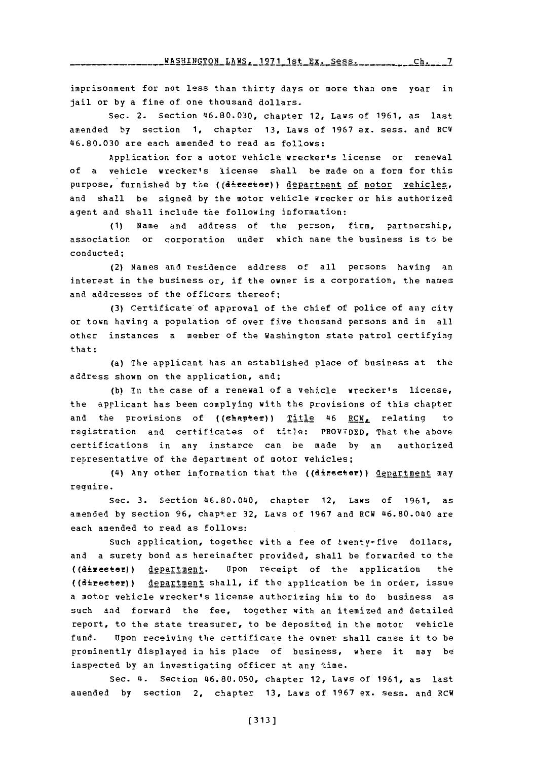imprisonment for not less than thirty days or more than one year in jail or by a fine of one thousand dollars.

Sec. 2. Section 46.80.030, chapter 12, Laws of 1961, as last amended by section 1, chapter 13, Laws of 1967 ex. sess. and RCW 46.80.030 are each amended to read as follows:

Application for a motor vehicle wrecker's license or renewal of a vehicle wrecker's license shall be made on a form for this purpose, furnished by the ((director)) department of motor vehicles, and shall be signed by the motor vehicle wrecker or his authorized agent and shall include the following information:

(1) Name and address of the person, firm, partnership, association or corporation under which name the business is to be conducted;

(2) Names and residence address of all persons having an interest in the business or, if the owner is a corporation, the names and addresses of the officers thereof;

(3) Certificate of approval of the chief of police of any city or town having a population of over five thousand persons and in all other instances a member of the Washington state patrol certifying that:

(a) The applicant has an established place of business at the address shown on the application, and;

(b) In the case of a renewal of a vehicle wrecker's license, the applicant has been complying with the provisions of this chapter and the provisions of ((chapter)) Title 46 RCW, relating to registration and certificates of title: PROVIDED, That the above certifications in any instance can be made by an authorized representative of the department of motor vehicles;

(4) Any other information that the ((director)) department may require.

Sec. 3. Section 46.80.040, chapter 12, Laws of 1961, as amended by section 96, chapter 32, Laws of 1967 and RCW 46.80.040 are each amended to read as follows:

Such application, together with a fee of twenty-five dollars, and a surety bond as hereinafter provided, shall be forwarded to the ((director)) department. Upon receipt of the application the ((director)) department shall, if the application be in order, issue a motor vehicle wrecker's license authorizing him to do business as such and forward the fee, together with an itemized and detailed report, to the state treasurer, to be deposited in the motor vehicle fund. Upon receiving the certificate the owner shall cause it to be prominently displayed in his place of business, where it may be inspected by an investigating officer at any time.

Sec. 4. Section 46.80.050, chapter 12, Laws of 1961, as last amended by section 2, chapter 13, Laws of 1967 ex. sess. and RCW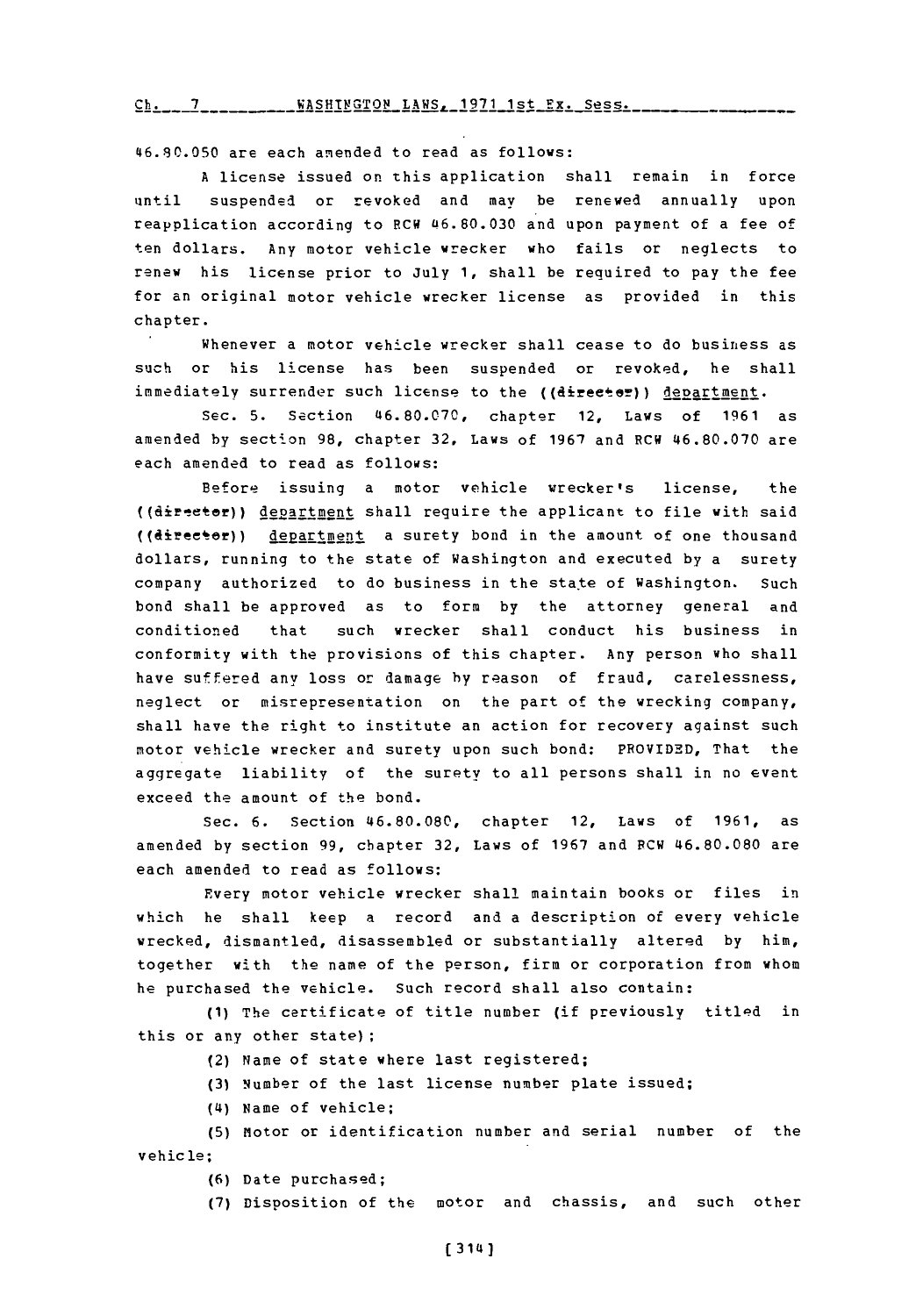46.80.050 are each amended to read as follows:

A license issued on this application shall remain in force until suspended or revoked and may be renewed annually upon reapplication according to RCW 46.80.030 and upon payment of a fee of ten dollars. Any motor vehicle wrecker who fails or neglects to renew his license prior to July 1, shall be required to pay the fee for an original motor vehicle wrecker license as provided in this chapter.

Whenever a motor vehicle wrecker shall cease to do business as such or his license has been suspended or revoked, he shall immediately surrender such license to the ((director)) department.

Sec. 5. Section 46.80.070, chapter 12, Laws of 1961 as amended by section 98, chapter 32, Laws of 1967 and RCW 46.80.070 are each amended to read as follows:

Before issuing a motor vehicle wrecker's license, the ((director)) department shall require the applicant to file with said ((director)) department a surety bond in the amount of one thousand dollars, running to the state of Washington and executed by a surety company authorized to do business in the state of Washington. Such bond shall be approved as to form by the attorney general and conditioned that such wrecker shall conduct his business in conformity with the provisions of this chapter. Any person who shall have suffered any loss or damage by reason of fraud, carelessness, neglect or misrepresentation on the part of the wrecking company, shall have the right to institute an action for recovery against such motor vehicle wrecker and surety upon such bond: PROVIDED, That the aggregate liability of the surety to all persons shall in no event exceed the amount of the bond.

Sec. 6. Section 46.80.080, chapter 12, Laws of 1961, as amended by section 99, chapter 32, Laws of 1967 and RCW 46.80.080 are each amended to read as follows:

Every motor vehicle wrecker shall maintain books or files in which he shall keep a record and a description of every vehicle wrecked, dismantled, disassembled or substantially altered by him, together with the name of the person, firm or corporation from whom he purchased the vehicle. Such record shall also contain:

(1) The certificate of title number (if previously titled in this or any other state);

(2) Name of state where last registered;

(3) Number of the last license number plate issued;

(4) Name of vehicle;

(5) Motor or identification number and serial number of the vehicle;

(6) Date purchased;

(7) Disposition of the motor and chassis, and such other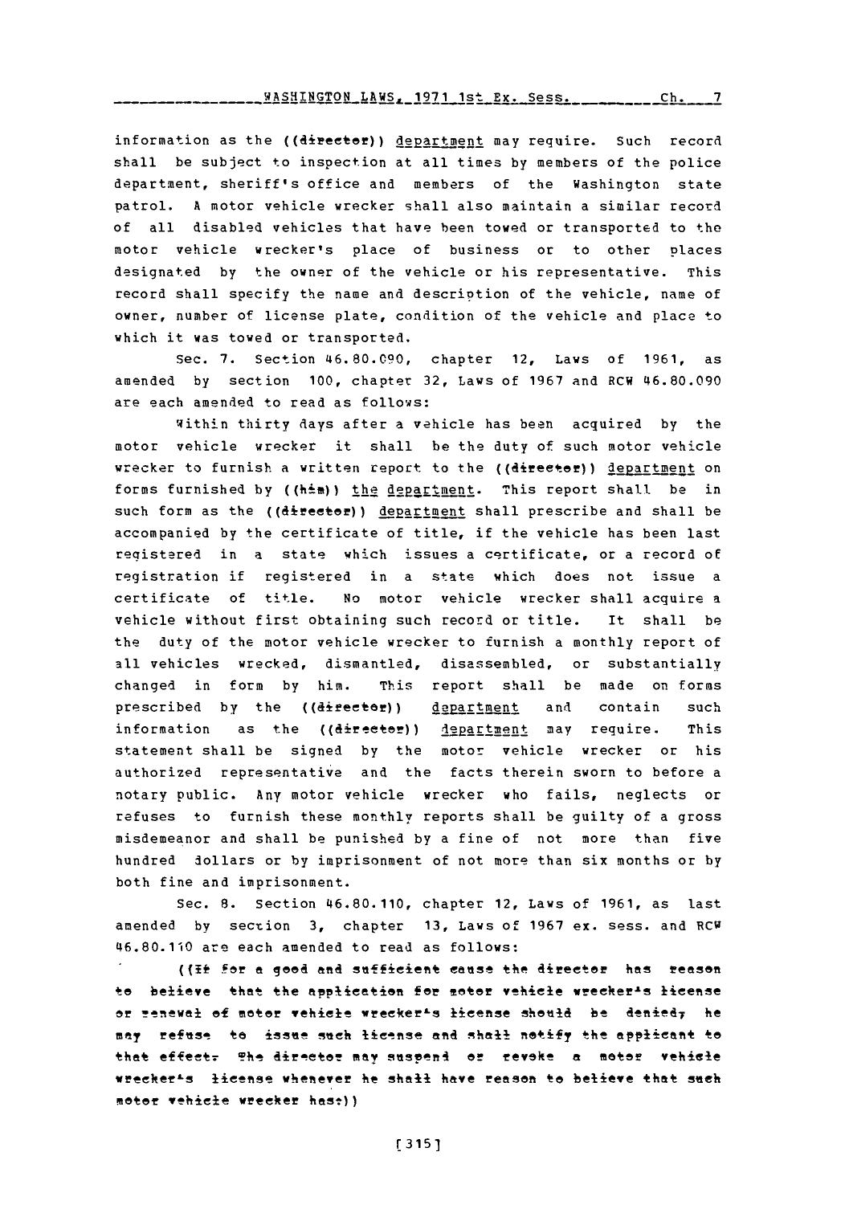information as the ((director)) department may require. Such record shall be subject to inspection at all times by members of the police department, sheriff's office and members of the Washington state patrol. A motor vehicle wrecker shall also maintain a similar record of all disabled vehicles that have been towed or transported to the motor vehicle wrecker's place of business or to other places designated by the owner of the vehicle or his representative. This record shall specify the name and description of the vehicle, name of owner, number of license plate, condition of the vehicle and place to which it was towed or transported.

Sec. 7. Section 46.80.090, chapter 12, Laws of 1961, as amended by section 100, chapter 32, Laws of 1967 and RCW 46.80.090 are each amended to read as follows:

Within thirty days after a vehicle has been acquired by the motor vehicle wrecker it shall be the duty of such motor vehicle wrecker to furnish a written report to the ((director)) department on forms furnished by ((him)) the department. This report shall be in such form as the ((director)) department shall prescribe and shall be accompanied by the certificate of title, if the vehicle has been last registered in a state which issues a certificate, or a record of registration if registered in a state which does not issue a certificate of title. No motor vehicle wrecker shall acquire a vehicle without first obtaining such record or title. It shall be the duty of the motor vehicle wrecker to furnish a monthly report of all vehicles wrecked, dismantled, disassembled, or substantially changed in form by him. This report shall be made on forms prescribed by the ((director)) department and contain such information as the ((director)) department may require. This statement shall be signed by the motor vehicle wrecker or his authorized representative and the facts therein sworn to before a notary public. Any motor vehicle wrecker who fails, neglects or refuses to furnish these monthly reports shall be guilty of a gross misdemeanor and shall be punished by a fine of not more than five hundred dollars or by imprisonment of not more than six months or by both fine and imprisonment.

Sec. 8. Section 46.80.110, chapter 12, Laws of 1961, as last amended by section 3, chapter 13, Laws of 1967 ex. sess. and RCW 46.80.110 are each amended to read as follows:

((If for a good and sufficient cause the director has reason to believe that the application for motor vehicle wrecker's license or renewal of motor vehicle wrecker's license should be denied, he may refuse to issue such license and shall notify the applicant to that effect. The director may suspend or revoke a motor vehicle wrecker's license whenever he shall have reason to believe that such motor vehicle wrecker has:))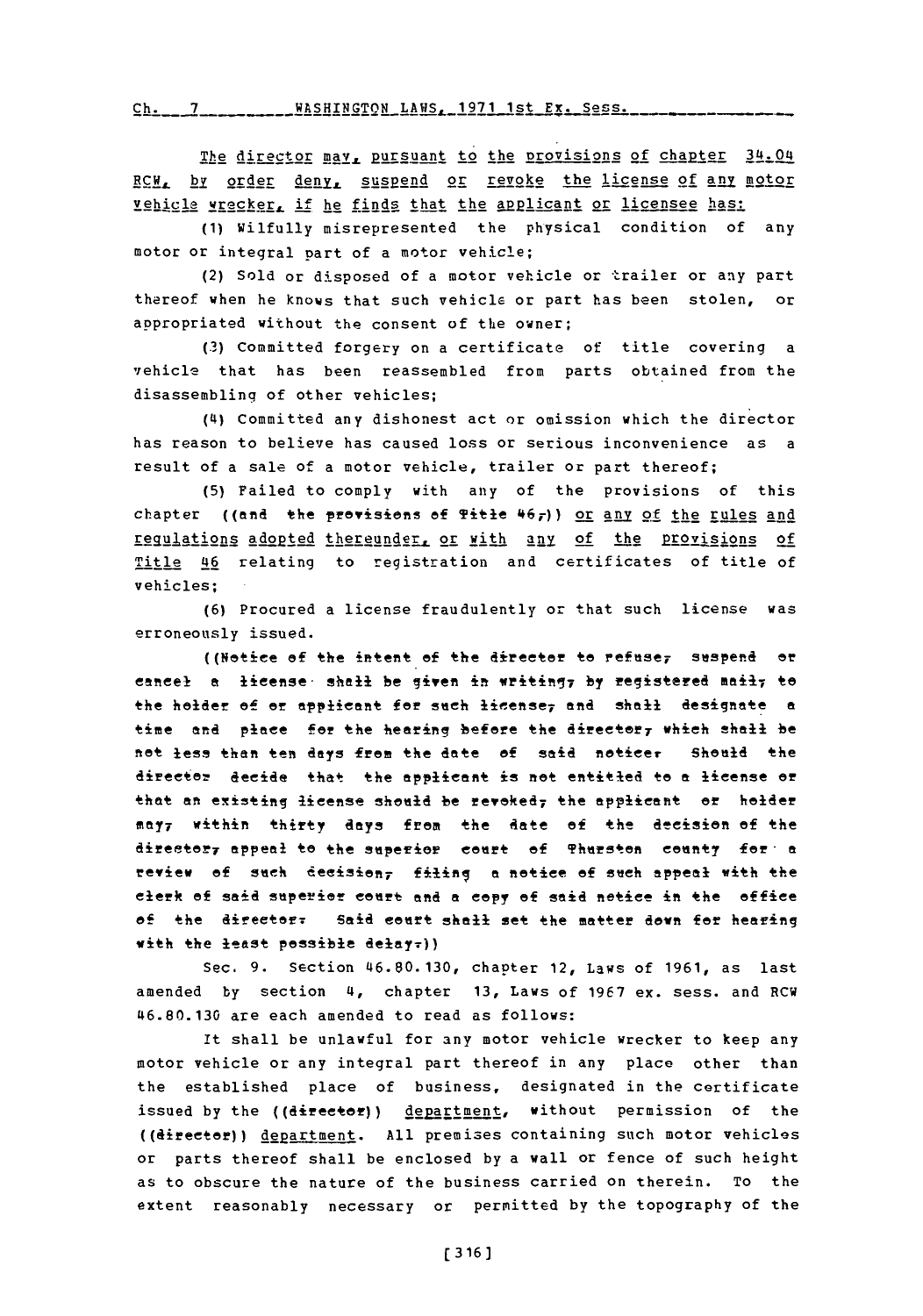The director may, pursuant to the provisions of chapter 34.04 RCW, by order deny, suspend or revoke the license of any motor vehicle wrecker, if he finds that the applicant or licensee has:

(1) Wilfully misrepresented the physical condition of any motor or integral part of a motor vehicle;

(2) Sold or disposed of a motor vehicle or trailer or any part thereof when he knows that such vehicle or part has been stolen, or appropriated without the consent of the owner;

(3) Committed forgery on a certificate of title covering a vehicle that has been reassembled from parts obtained from the disassembling of other vehicles;

(4) Committed any dishonest act or omission which the director has reason to believe has caused loss or serious inconvenience as a result of a sale of a motor vehicle, trailer or part thereof;

(5) Failed to comply with any of the provisions of this chapter ((and the provisions of Title 46,)) or any of the rules and regulations adopted thereunder, or with any of the provisions of Title 46 relating to registration and certificates of title of vehicles;

(6) Procured a license fraudulently or that such license was erroneously issued.

((Notice of the intent of the director to refuse, suspend or cancel a license shall be given in writing, by registered mail, to the holder of or applicant for such license, and shall designate a time and place for the hearing before the director, which shall be not less than ten days from the date of said notice. Should the director decide that the applicant is not entitled to a license or that an existing license should be revoked, the applicant or holder may, within thirty days from the date of the decision of the director, appeal to the superior court of Thurston county for a review of such decision, filing a notice of such appeal with the clerk of said superior court and a copy of said notice in the office of the director. Said court shall set the matter down for hearing with the least possible delay.))

Sec. 9. Section 46.80.130, chapter 12, Laws of 1961, as last amended by section 4, chapter 13, Laws of 1967 ex. sess. and RCW 46.80.130 are each amended to read as follows:

It shall be unlawful for any motor vehicle wrecker to keep any motor vehicle or any integral part thereof in any place other than the established place of business, designated in the certificate issued by the ((director)) department, without permission of the ((director)) department. All premises containing such motor vehicles or parts thereof shall be enclosed by a wall or fence of such height as to obscure the nature of the business carried on therein. To the extent reasonably necessary or permitted by the topography of the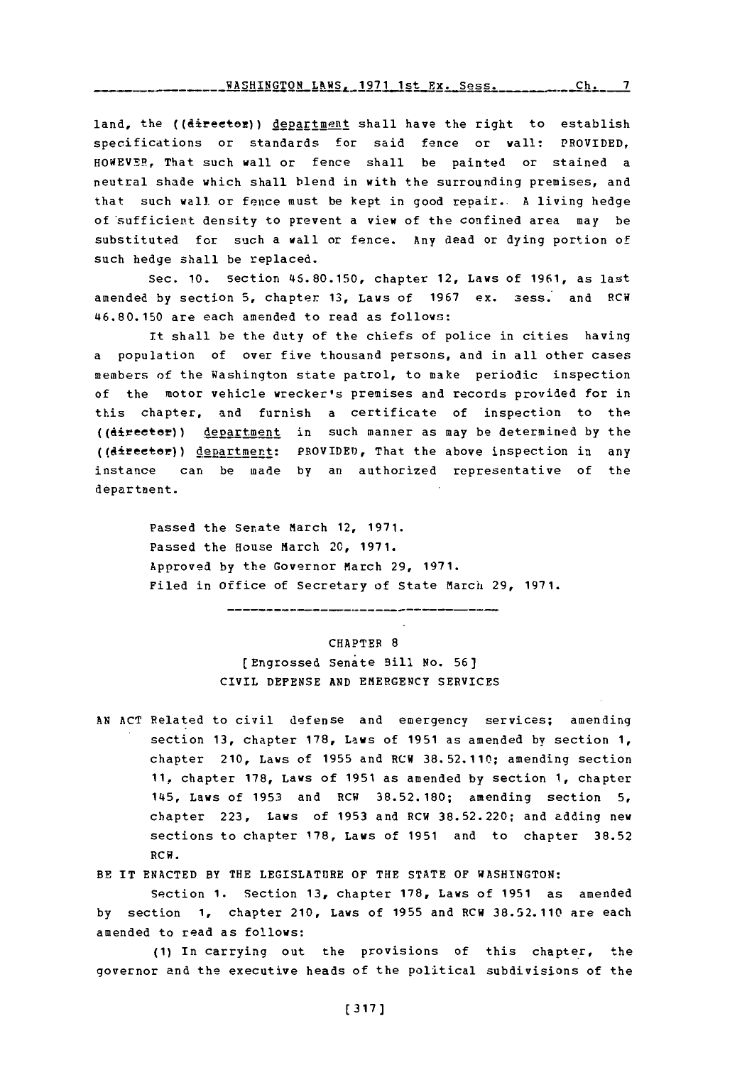land, the ((director)) department shall have the right to establish specifications or standards for said fence or wall: PROVIDED, HOWEVER, That such wall or fence shall be painted or stained a neutral shade which shall blend in with the surrounding premises, and that such wall or fence must be kept in good repair. A living hedge of sufficient density to prevent a view of the confined area may be substituted for such a wall or fence. Any dead or dying portion of such hedge shall be replaced.

Sec. 10. Section 46.80.150, chapter 12, Laws of 1961, as last amended by section 5, chapter 13, Laws of 1967 ex. sess. and RCW 46.80.150 are each amended to read as follows:

It shall be the duty of the chiefs of police in cities having a population of over five thousand persons, and in all other cases members of the Washington state patrol, to make periodic inspection of the motor vehicle wrecker's premises and records provided for in this chapter, and furnish a certificate of inspection to the ((director)) department in such manner as may be determined by the ((director)) department: PROVIDED, That the above inspection in any instance can be made by an authorized representative of the department.

Passed the Senate March 12, 1971.
Passed the House March 20, 1971.
Approved by the Governor March 29, 1971.
Filed in Office of Secretary of State March 29, 1971.

---

CHAPTER 8

[Engrossed Senate Bill No. 56]

CIVIL DEFENSE AND EMERGENCY SERVICES

AN ACT Related to civil defense and emergency services; amending section 13, chapter 178, Laws of 1951 as amended by section 1, chapter 210, Laws of 1955 and RCW 38.52.110; amending section 11, chapter 178, Laws of 1951 as amended by section 1, chapter 145, Laws of 1953 and RCW 38.52.180; amending section 5, chapter 223, Laws of 1953 and RCW 38.52.220; and adding new sections to chapter 178, Laws of 1951 and to chapter 38.52 RCW.

BE IT ENACTED BY THE LEGISLATURE OF THE STATE OF WASHINGTON:

Section 1. Section 13, chapter 178, Laws of 1951 as amended by section 1, chapter 210, Laws of 1955 and RCW 38.52.110 are each amended to read as follows:

(1) In carrying out the provisions of this chapter, the governor and the executive heads of the political subdivisions of the